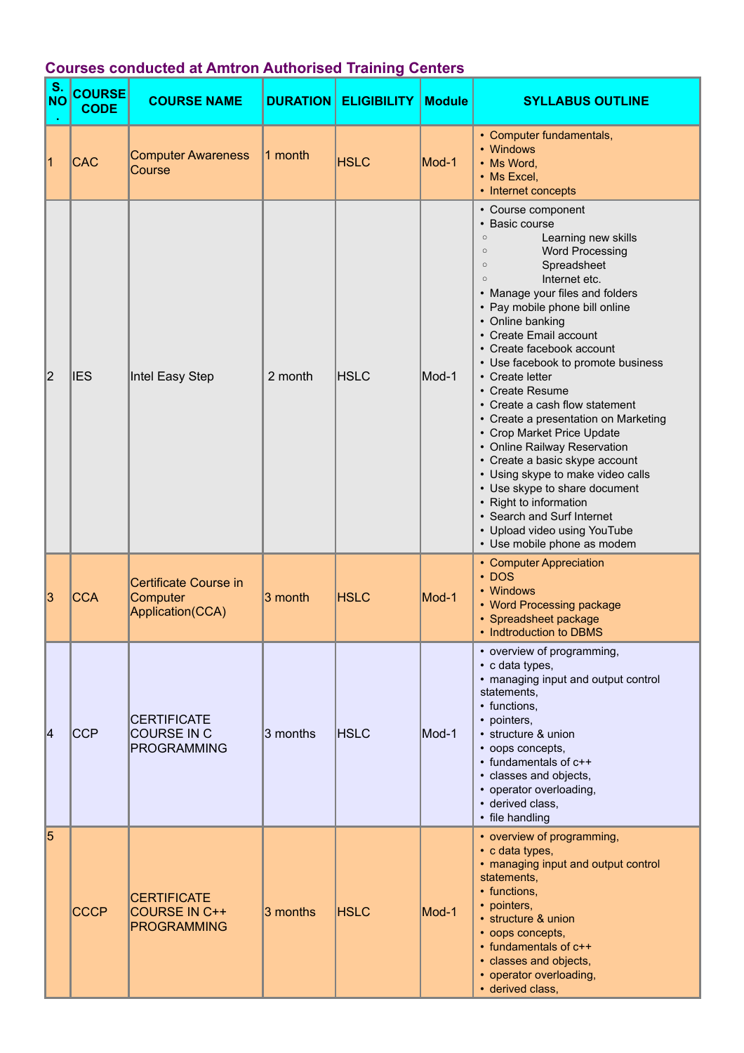## Courses conducted at Amtron Authorised Training Centers

| S. NO. | COURSE CODE | COURSE NAME | DURATION | ELIGIBILITY | Module | SYLLABUS OUTLINE |
|---|---|---|---|---|---|---|
| 1 | CAC | Computer Awareness Course | 1 month | HSLC | Mod-1 | • Computer fundamentals,<br>• Windows<br>• Ms Word,<br>• Ms Excel,<br>• Internet concepts |
| 2 | IES | Intel Easy Step | 2 month | HSLC | Mod-1 | • Course component<br>• Basic course<br>○ Learning new skills<br>○ Word Processing<br>○ Spreadsheet<br>○ Internet etc.<br>• Manage your files and folders<br>• Pay mobile phone bill online<br>• Online banking<br>• Create Email account<br>• Create facebook account<br>• Use facebook to promote business<br>• Create letter<br>• Create Resume<br>• Create a cash flow statement<br>• Create a presentation on Marketing<br>• Crop Market Price Update<br>• Online Railway Reservation<br>• Create a basic skype account<br>• Using skype to make video calls<br>• Use skype to share document<br>• Right to information<br>• Search and Surf Internet<br>• Upload video using YouTube<br>• Use mobile phone as modem |
| 3 | CCA | Certificate Course in Computer Application(CCA) | 3 month | HSLC | Mod-1 | • Computer Appreciation<br>• DOS<br>• Windows<br>• Word Processing package<br>• Spreadsheet package<br>• Indtroduction to DBMS |
| 4 | CCP | CERTIFICATE COURSE IN C PROGRAMMING | 3 months | HSLC | Mod-1 | • overview of programming,<br>• c data types,<br>• managing input and output control statements,<br>• functions,<br>• pointers,<br>• structure & union<br>• oops concepts,<br>• fundamentals of c++<br>• classes and objects,<br>• operator overloading,<br>• derived class,<br>• file handling |
| 5 | CCCP | CERTIFICATE COURSE IN C++ PROGRAMMING | 3 months | HSLC | Mod-1 | • overview of programming,<br>• c data types,<br>• managing input and output control statements,<br>• functions,<br>• pointers,<br>• structure & union<br>• oops concepts,<br>• fundamentals of c++<br>• classes and objects,<br>• operator overloading,<br>• derived class, |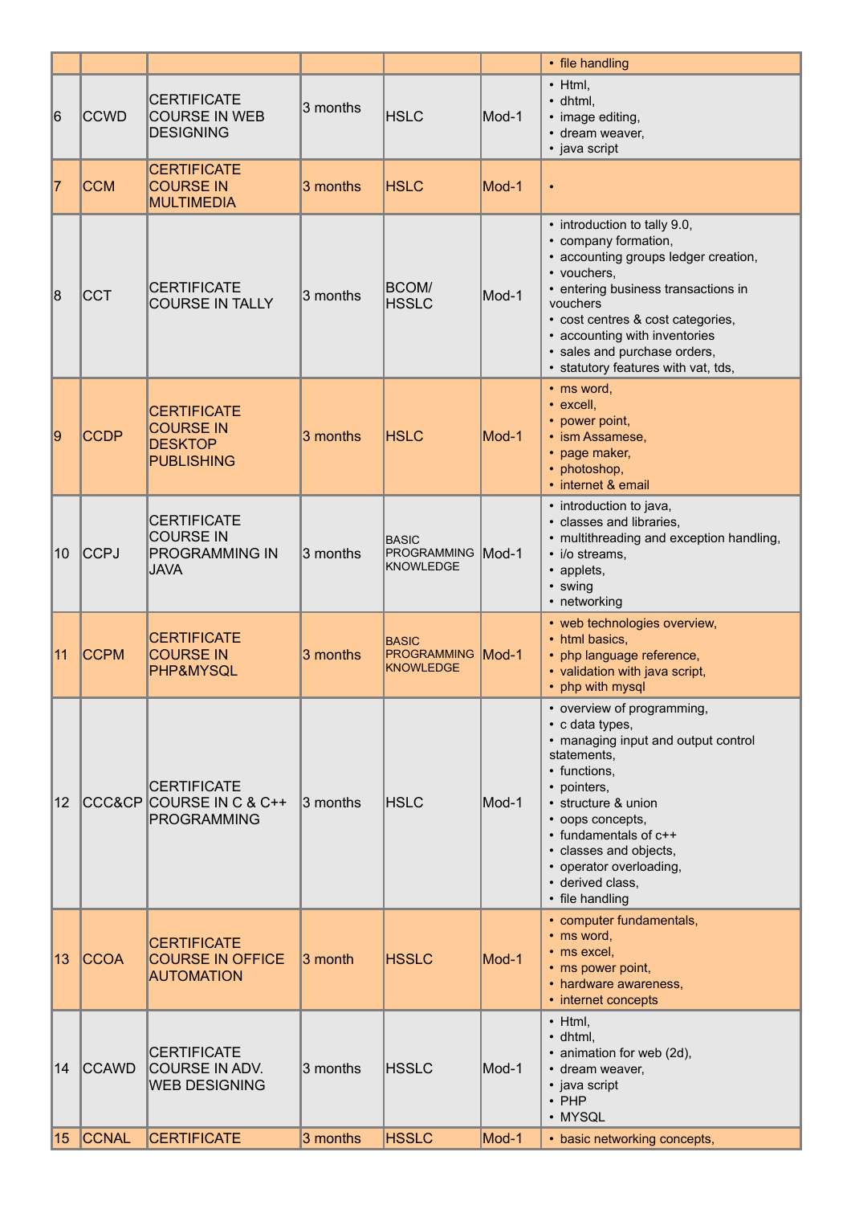| | | | | | | |
|---|---|---|---|---|---|---|
| | | | | | | • file handling |
| 6 | CCWD | CERTIFICATE COURSE IN WEB DESIGNING | 3 months | HSLC | Mod-1 | • Html,<br>• dhtml,<br>• image editing,<br>• dream weaver,<br>• java script |
| 7 | CCM | CERTIFICATE COURSE IN MULTIMEDIA | 3 months | HSLC | Mod-1 | • |
| 8 | CCT | CERTIFICATE COURSE IN TALLY | 3 months | BCOM/ HSSLC | Mod-1 | • introduction to tally 9.0,<br>• company formation,<br>• accounting groups ledger creation,<br>• vouchers,<br>• entering business transactions in vouchers<br>• cost centres & cost categories,<br>• accounting with inventories<br>• sales and purchase orders,<br>• statutory features with vat, tds, |
| 9 | CCDP | CERTIFICATE COURSE IN DESKTOP PUBLISHING | 3 months | HSLC | Mod-1 | • ms word,<br>• excell,<br>• power point,<br>• ism Assamese,<br>• page maker,<br>• photoshop,<br>• internet & email |
| 10 | CCPJ | CERTIFICATE COURSE IN PROGRAMMING IN JAVA | 3 months | BASIC PROGRAMMING KNOWLEDGE | Mod-1 | • introduction to java,<br>• classes and libraries,<br>• multithreading and exception handling,<br>• i/o streams,<br>• applets,<br>• swing<br>• networking |
| 11 | CCPM | CERTIFICATE COURSE IN PHP&MYSQL | 3 months | BASIC PROGRAMMING KNOWLEDGE | Mod-1 | • web technologies overview,<br>• html basics,<br>• php language reference,<br>• validation with java script,<br>• php with mysql |
| 12 | CCC&CP | CERTIFICATE COURSE IN C & C++ PROGRAMMING | 3 months | HSLC | Mod-1 | • overview of programming,<br>• c data types,<br>• managing input and output control statements,<br>• functions,<br>• pointers,<br>• structure & union<br>• oops concepts,<br>• fundamentals of c++<br>• classes and objects,<br>• operator overloading,<br>• derived class,<br>• file handling |
| 13 | CCOA | CERTIFICATE COURSE IN OFFICE AUTOMATION | 3 month | HSSLC | Mod-1 | • computer fundamentals,<br>• ms word,<br>• ms excel,<br>• ms power point,<br>• hardware awareness,<br>• internet concepts |
| 14 | CCAWD | CERTIFICATE COURSE IN ADV. WEB DESIGNING | 3 months | HSSLC | Mod-1 | • Html,<br>• dhtml,<br>• animation for web (2d),<br>• dream weaver,<br>• java script<br>• PHP<br>• MYSQL |
| 15 | CCNAL | CERTIFICATE | 3 months | HSSLC | Mod-1 | • basic networking concepts, |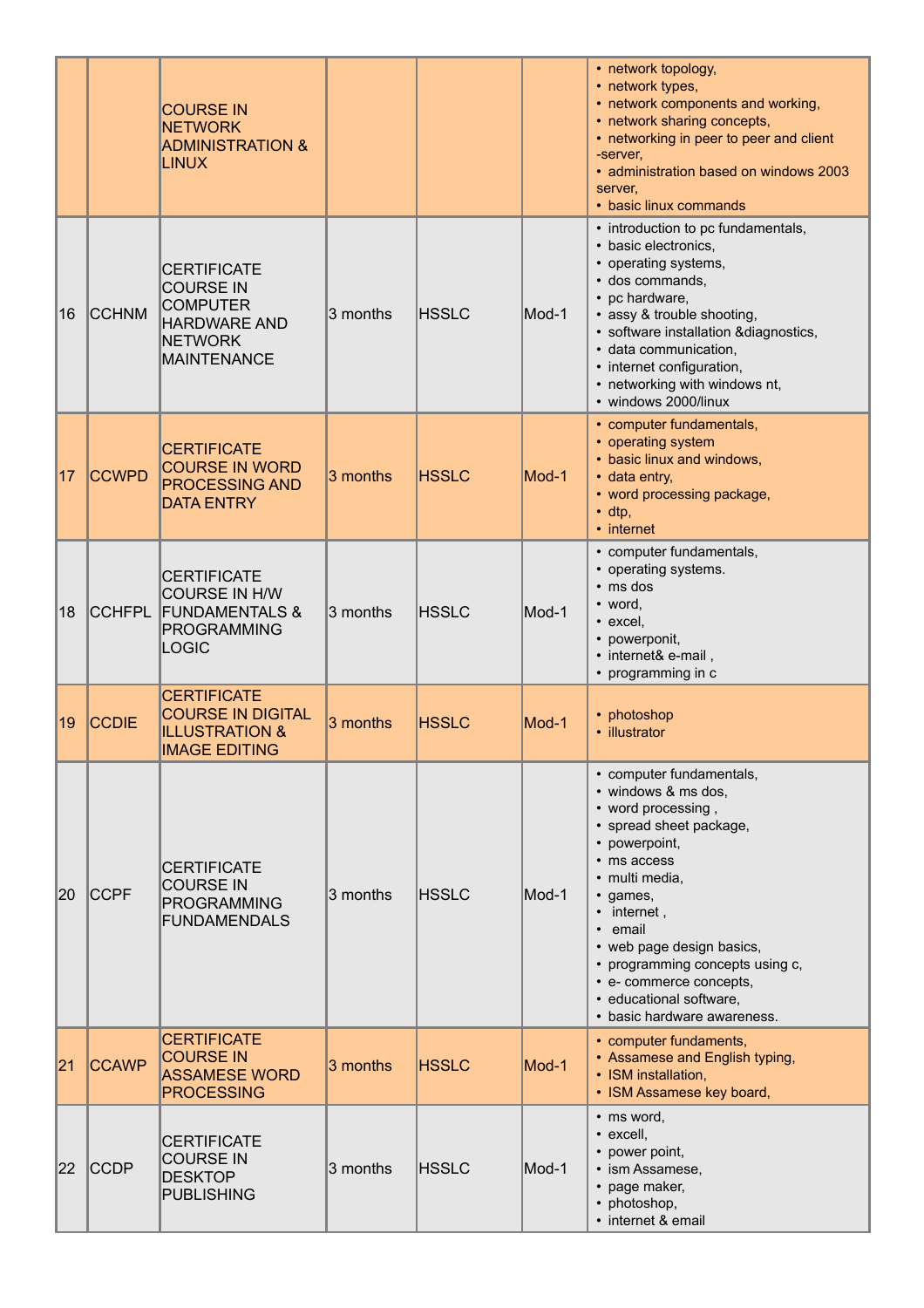| | | | | | | |
|---|---|---|---|---|---|---|
| | | COURSE IN NETWORK ADMINISTRATION & LINUX | | | | • network topology,<br>• network types,<br>• network components and working,<br>• network sharing concepts,<br>• networking in peer to peer and client -server,<br>• administration based on windows 2003 server,<br>• basic linux commands |
| 16 | CCHNM | CERTIFICATE COURSE IN COMPUTER HARDWARE AND NETWORK MAINTENANCE | 3 months | HSSLC | Mod-1 | • introduction to pc fundamentals,<br>• basic electronics,<br>• operating systems,<br>• dos commands,<br>• pc hardware,<br>• assy & trouble shooting,<br>• software installation &diagnostics,<br>• data communication,<br>• internet configuration,<br>• networking with windows nt,<br>• windows 2000/linux |
| 17 | CCWPD | CERTIFICATE COURSE IN WORD PROCESSING AND DATA ENTRY | 3 months | HSSLC | Mod-1 | • computer fundamentals,<br>• operating system<br>• basic linux and windows,<br>• data entry,<br>• word processing package,<br>• dtp,<br>• internet |
| 18 | CCHFPL | CERTIFICATE COURSE IN H/W FUNDAMENTALS & PROGRAMMING LOGIC | 3 months | HSSLC | Mod-1 | • computer fundamentals,<br>• operating systems.<br>• ms dos<br>• word,<br>• excel,<br>• powerponit,<br>• internet& e-mail ,<br>• programming in c |
| 19 | CCDIE | CERTIFICATE COURSE IN DIGITAL ILLUSTRATION & IMAGE EDITING | 3 months | HSSLC | Mod-1 | • photoshop<br>• illustrator |
| 20 | CCPF | CERTIFICATE COURSE IN PROGRAMMING FUNDAMENDALS | 3 months | HSSLC | Mod-1 | • computer fundamentals,<br>• windows & ms dos,<br>• word processing ,<br>• spread sheet package,<br>• powerpoint,<br>• ms access<br>• multi media,<br>• games,<br>• internet ,<br>• email<br>• web page design basics,<br>• programming concepts using c,<br>• e- commerce concepts,<br>• educational software,<br>• basic hardware awareness. |
| 21 | CCAWP | CERTIFICATE COURSE IN ASSAMESE WORD PROCESSING | 3 months | HSSLC | Mod-1 | • computer fundaments,<br>• Assamese and English typing,<br>• ISM installation,<br>• ISM Assamese key board, |
| 22 | CCDP | CERTIFICATE COURSE IN DESKTOP PUBLISHING | 3 months | HSSLC | Mod-1 | • ms word,<br>• excell,<br>• power point,<br>• ism Assamese,<br>• page maker,<br>• photoshop,<br>• internet & email |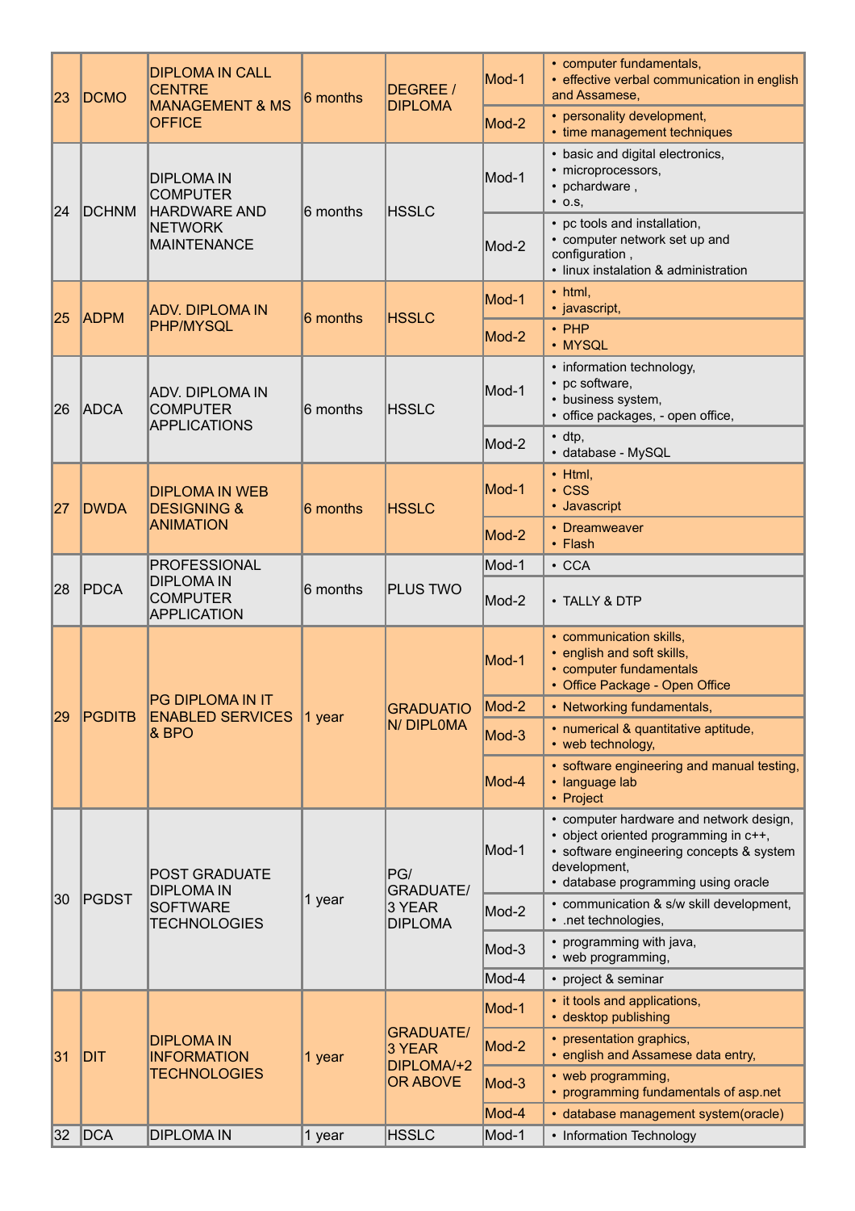| 23 | DCMO | DIPLOMA IN CALL CENTRE MANAGEMENT & MS OFFICE | 6 months | DEGREE / DIPLOMA | Mod-1 | • computer fundamentals, • effective verbal communication in english and Assamese, |
|---|---|---|---|---|---|---|
| | | | | | Mod-2 | • personality development, • time management techniques |
| 24 | DCHNM | DIPLOMA IN COMPUTER HARDWARE AND NETWORK MAINTENANCE | 6 months | HSSLC | Mod-1 | • basic and digital electronics, • microprocessors, • pchardware , • o.s, |
| | | | | | Mod-2 | • pc tools and installation, • computer network set up and configuration , • linux instalation & administration |
| 25 | ADPM | ADV. DIPLOMA IN PHP/MYSQL | 6 months | HSSLC | Mod-1 | • html, • javascript, |
| | | | | | Mod-2 | • PHP • MYSQL |
| 26 | ADCA | ADV. DIPLOMA IN COMPUTER APPLICATIONS | 6 months | HSSLC | Mod-1 | • information technology, • pc software, • business system, • office packages, - open office, |
| | | | | | Mod-2 | • dtp, • database - MySQL |
| 27 | DWDA | DIPLOMA IN WEB DESIGNING & ANIMATION | 6 months | HSSLC | Mod-1 | • Html, • CSS • Javascript |
| | | | | | Mod-2 | • Dreamweaver • Flash |
| 28 | PDCA | PROFESSIONAL DIPLOMA IN COMPUTER APPLICATION | 6 months | PLUS TWO | Mod-1 | • CCA |
| | | | | | Mod-2 | • TALLY & DTP |
| 29 | PGDITB | PG DIPLOMA IN IT ENABLED SERVICES & BPO | 1 year | GRADUATION/ DIPL0MA | Mod-1 | • communication skills, • english and soft skills, • computer fundamentals • Office Package - Open Office |
| | | | | | Mod-2 | • Networking fundamentals, |
| | | | | | Mod-3 | • numerical & quantitative aptitude, • web technology, |
| | | | | | Mod-4 | • software engineering and manual testing, • language lab • Project |
| 30 | PGDST | POST GRADUATE DIPLOMA IN SOFTWARE TECHNOLOGIES | 1 year | PG/ GRADUATE/ 3 YEAR DIPLOMA | Mod-1 | • computer hardware and network design, • object oriented programming in c++, • software engineering concepts & system development, • database programming using oracle |
| | | | | | Mod-2 | • communication & s/w skill development, • .net technologies, |
| | | | | | Mod-3 | • programming with java, • web programming, |
| | | | | | Mod-4 | • project & seminar |
| 31 | DIT | DIPLOMA IN INFORMATION TECHNOLOGIES | 1 year | GRADUATE/ 3 YEAR DIPLOMA/+2 OR ABOVE | Mod-1 | • it tools and applications, • desktop publishing |
| | | | | | Mod-2 | • presentation graphics, • english and Assamese data entry, |
| | | | | | Mod-3 | • web programming, • programming fundamentals of asp.net |
| | | | | | Mod-4 | • database management system(oracle) |
| 32 | DCA | DIPLOMA IN | 1 year | HSSLC | Mod-1 | • Information Technology |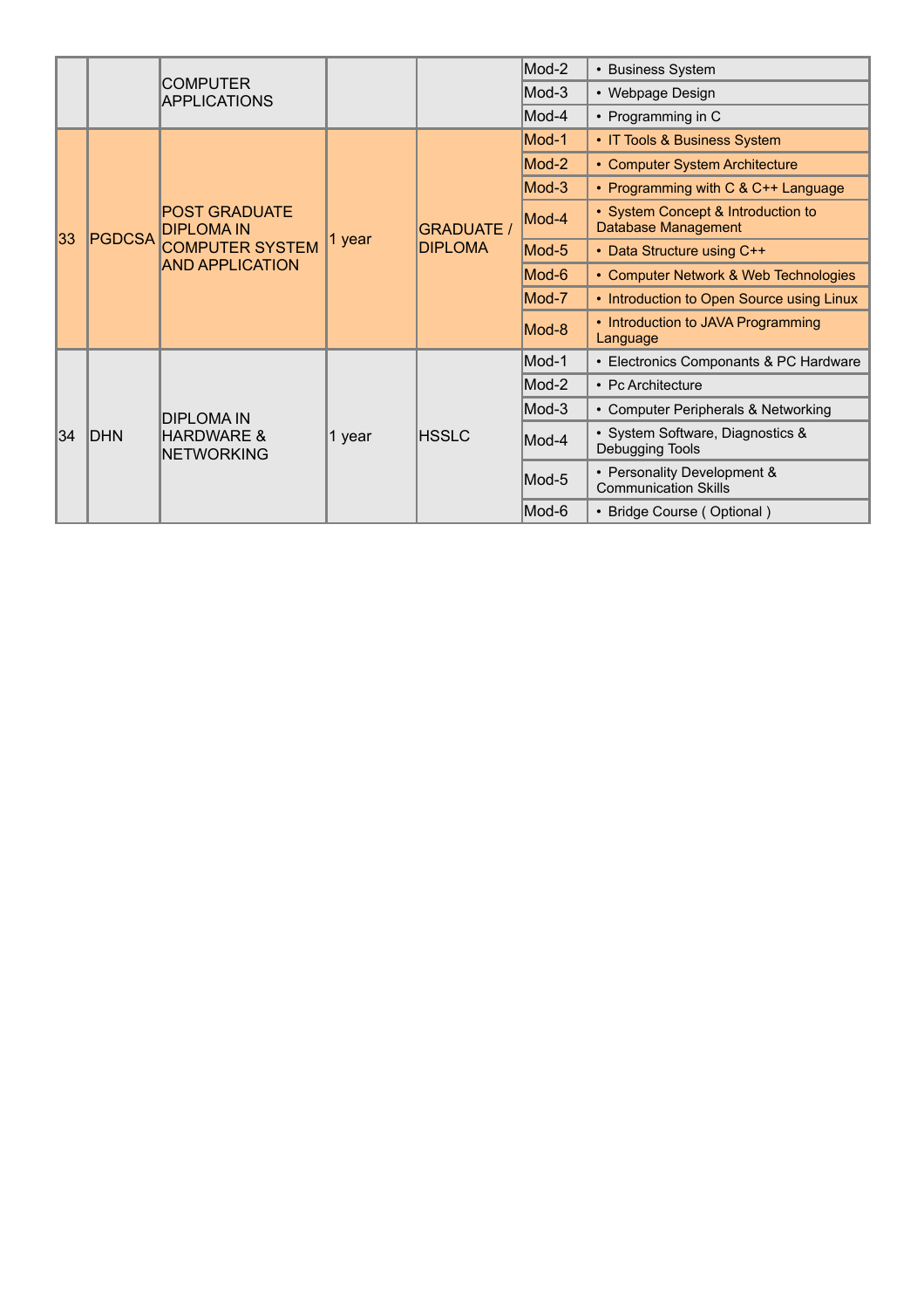| | | | | | | |
|---|---|---|---|---|---|---|
| | | COMPUTER APPLICATIONS | | | Mod-2 | • Business System |
| | | | | | Mod-3 | • Webpage Design |
| | | | | | Mod-4 | • Programming in C |
| 33 | PGDCSA | POST GRADUATE DIPLOMA IN COMPUTER SYSTEM AND APPLICATION | 1 year | GRADUATE / DIPLOMA | Mod-1 | • IT Tools & Business System |
| | | | | | Mod-2 | • Computer System Architecture |
| | | | | | Mod-3 | • Programming with C & C++ Language |
| | | | | | Mod-4 | • System Concept & Introduction to Database Management |
| | | | | | Mod-5 | • Data Structure using C++ |
| | | | | | Mod-6 | • Computer Network & Web Technologies |
| | | | | | Mod-7 | • Introduction to Open Source using Linux |
| | | | | | Mod-8 | • Introduction to JAVA Programming Language |
| 34 | DHN | DIPLOMA IN HARDWARE & NETWORKING | 1 year | HSSLC | Mod-1 | • Electronics Componants & PC Hardware |
| | | | | | Mod-2 | • Pc Architecture |
| | | | | | Mod-3 | • Computer Peripherals & Networking |
| | | | | | Mod-4 | • System Software, Diagnostics & Debugging Tools |
| | | | | | Mod-5 | • Personality Development & Communication Skills |
| | | | | | Mod-6 | • Bridge Course ( Optional ) |